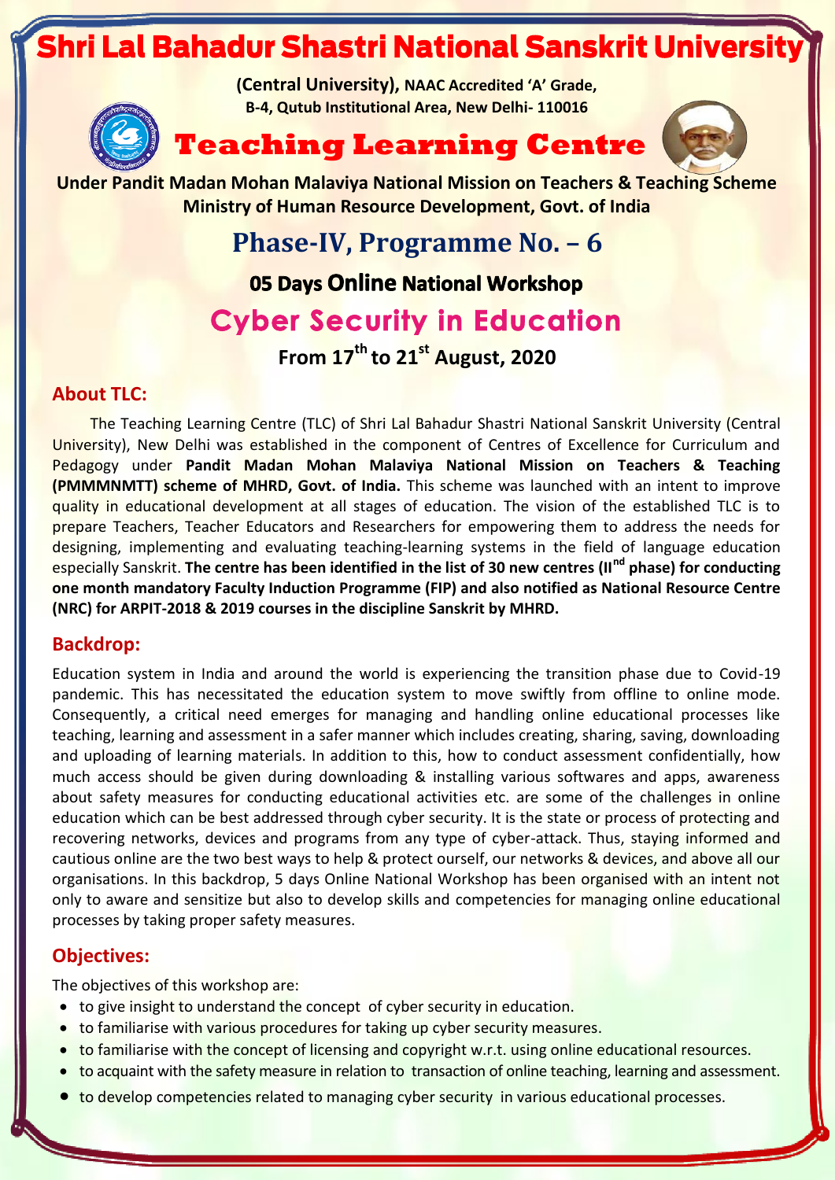# Shri Lal Bahadur Shastri National Sanskrit University

**(Central University), NAAC Accredited 'A' Grade,**
**B-4, Qutub Institutional Area, New Delhi- 110016**

# Teaching Learning Centre

**Under Pandit Madan Mohan Malaviya National Mission on Teachers & Teaching Scheme**
**Ministry of Human Resource Development, Govt. of India**

## Phase-IV, Programme No. – 6

### 05 Days Online National Workshop

## Cyber Security in Education

### From 17th to 21st August, 2020

## About TLC:

The Teaching Learning Centre (TLC) of Shri Lal Bahadur Shastri National Sanskrit University (Central University), New Delhi was established in the component of Centres of Excellence for Curriculum and Pedagogy under **Pandit Madan Mohan Malaviya National Mission on Teachers & Teaching (PMMMNMTT) scheme of MHRD, Govt. of India.** This scheme was launched with an intent to improve quality in educational development at all stages of education. The vision of the established TLC is to prepare Teachers, Teacher Educators and Researchers for empowering them to address the needs for designing, implementing and evaluating teaching-learning systems in the field of language education especially Sanskrit. **The centre has been identified in the list of 30 new centres (IInd phase) for conducting one month mandatory Faculty Induction Programme (FIP) and also notified as National Resource Centre (NRC) for ARPIT-2018 & 2019 courses in the discipline Sanskrit by MHRD.**

## Backdrop:

Education system in India and around the world is experiencing the transition phase due to Covid-19 pandemic. This has necessitated the education system to move swiftly from offline to online mode. Consequently, a critical need emerges for managing and handling online educational processes like teaching, learning and assessment in a safer manner which includes creating, sharing, saving, downloading and uploading of learning materials. In addition to this, how to conduct assessment confidentially, how much access should be given during downloading & installing various softwares and apps, awareness about safety measures for conducting educational activities etc. are some of the challenges in online education which can be best addressed through cyber security. It is the state or process of protecting and recovering networks, devices and programs from any type of cyber-attack. Thus, staying informed and cautious online are the two best ways to help & protect ourself, our networks & devices, and above all our organisations. In this backdrop, 5 days Online National Workshop has been organised with an intent not only to aware and sensitize but also to develop skills and competencies for managing online educational processes by taking proper safety measures.

## Objectives:

The objectives of this workshop are:

- to give insight to understand the concept of cyber security in education.
- to familiarise with various procedures for taking up cyber security measures.
- to familiarise with the concept of licensing and copyright w.r.t. using online educational resources.
- to acquaint with the safety measure in relation to transaction of online teaching, learning and assessment.
- to develop competencies related to managing cyber security in various educational processes.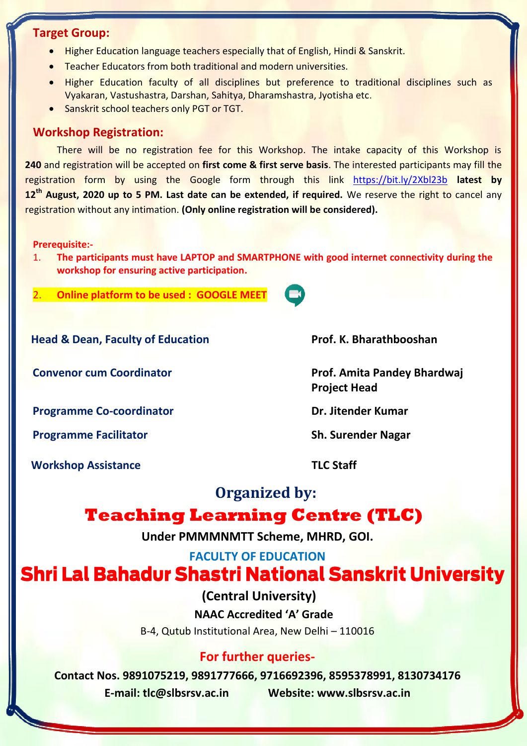## Target Group:

- Higher Education language teachers especially that of English, Hindi & Sanskrit.
- Teacher Educators from both traditional and modern universities.
- Higher Education faculty of all disciplines but preference to traditional disciplines such as Vyakaran, Vastushastra, Darshan, Sahitya, Dharamshastra, Jyotisha etc.
- Sanskrit school teachers only PGT or TGT.

## Workshop Registration:

There will be no registration fee for this Workshop. The intake capacity of this Workshop is **240** and registration will be accepted on **first come & first serve basis**. The interested participants may fill the registration form by using the Google form through this link https://bit.ly/2Xbl23b **latest by 12th August, 2020 up to 5 PM. Last date can be extended, if required.** We reserve the right to cancel any registration without any intimation. **(Only online registration will be considered).**

**Prerequisite:-**

1. **The participants must have LAPTOP and SMARTPHONE with good internet connectivity during the workshop for ensuring active participation.**
2. **Online platform to be used : GOOGLE MEET**

| | |
|---|---|
| **Head & Dean, Faculty of Education** | **Prof. K. Bharathbooshan** |
| **Convenor cum Coordinator** | **Prof. Amita Pandey Bhardwaj Project Head** |
| **Programme Co-coordinator** | **Dr. Jitender Kumar** |
| **Programme Facilitator** | **Sh. Surender Nagar** |
| **Workshop Assistance** | **TLC Staff** |

## Organized by:

# Teaching Learning Centre (TLC)

**Under PMMMNMTT Scheme, MHRD, GOI.**

**FACULTY OF EDUCATION**

# Shri Lal Bahadur Shastri National Sanskrit University

**(Central University)**

**NAAC Accredited 'A' Grade**

B-4, Qutub Institutional Area, New Delhi – 110016

## For further queries-

**Contact Nos. 9891075219, 9891777666, 9716692396, 8595378991, 8130734176**

**E-mail: tlc@slbsrsv.ac.in** **Website: www.slbsrsv.ac.in**